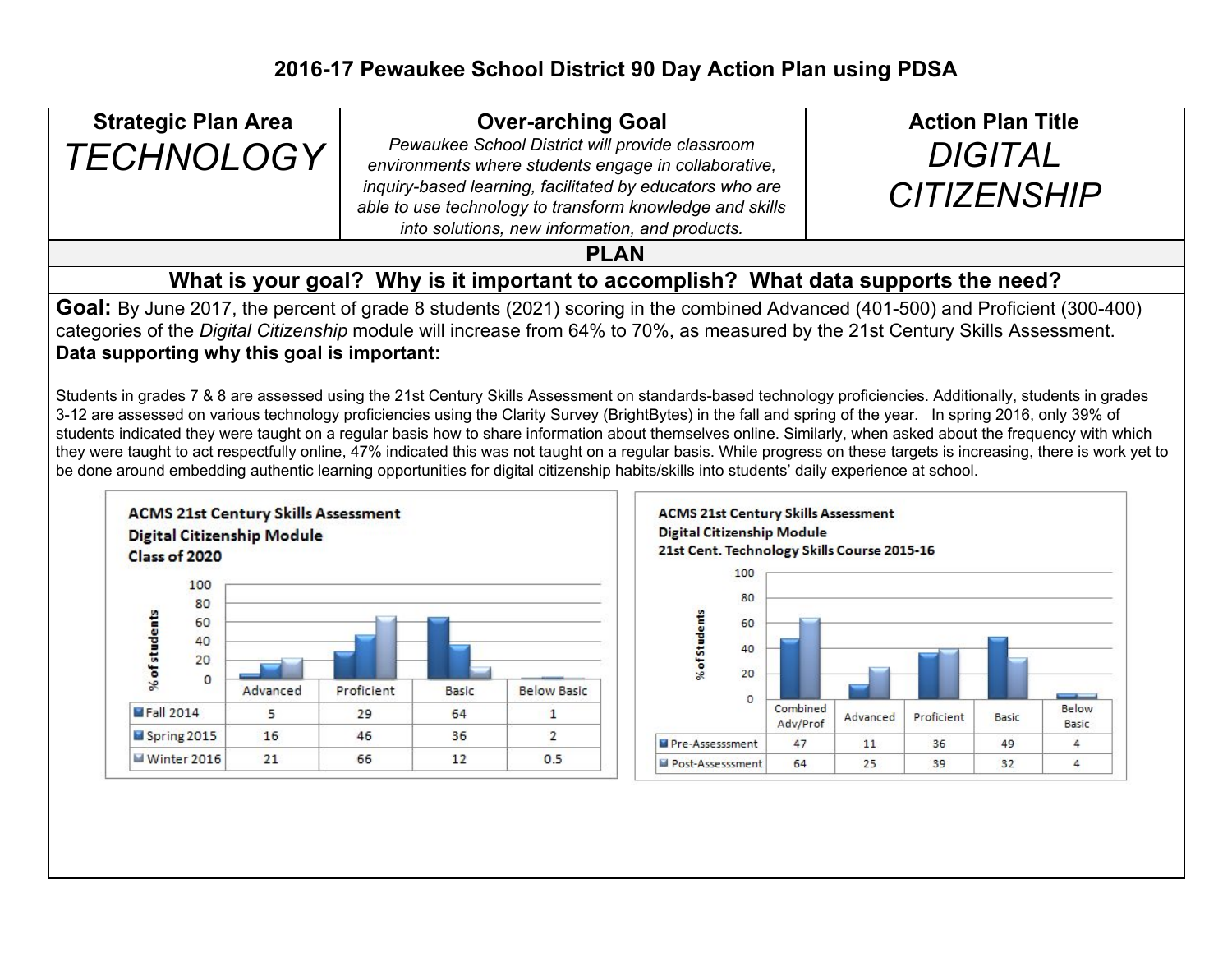# 2016-17 Pewaukee School District 90 Day Action Plan using PDSA

| Strategic Plan Area | Over-arching Goal | Action Plan Title |
|---|---|---|
| *TECHNOLOGY* | *Pewaukee School District will provide classroom environments where students engage in collaborative, inquiry-based learning, facilitated by educators who are able to use technology to transform knowledge and skills into solutions, new information, and products.* | *DIGITAL CITIZENSHIP* |

## PLAN

### What is your goal? Why is it important to accomplish? What data supports the need?

**Goal:** By June 2017, the percent of grade 8 students (2021) scoring in the combined Advanced (401-500) and Proficient (300-400) categories of the *Digital Citizenship* module will increase from 64% to 70%, as measured by the 21st Century Skills Assessment.

**Data supporting why this goal is important:**

Students in grades 7 & 8 are assessed using the 21st Century Skills Assessment on standards-based technology proficiencies. Additionally, students in grades 3-12 are assessed on various technology proficiencies using the Clarity Survey (BrightBytes) in the fall and spring of the year. In spring 2016, only 39% of students indicated they were taught on a regular basis how to share information about themselves online. Similarly, when asked about the frequency with which they were taught to act respectfully online, 47% indicated this was not taught on a regular basis. While progress on these targets is increasing, there is work yet to be done around embedding authentic learning opportunities for digital citizenship habits/skills into students' daily experience at school.

**ACMS 21st Century Skills Assessment**
**Digital Citizenship Module**
**Class of 2020**

(% of students)

| | Advanced | Proficient | Basic | Below Basic |
|---|---|---|---|---|
| Fall 2014 | 5 | 29 | 64 | 1 |
| Spring 2015 | 16 | 46 | 36 | 2 |
| Winter 2016 | 21 | 66 | 12 | 0.5 |

**ACMS 21st Century Skills Assessment**
**Digital Citizenship Module**
**21st Cent. Technology Skills Course 2015-16**

(% of Students)

| | Combined Adv/Prof | Advanced | Proficient | Basic | Below Basic |
|---|---|---|---|---|---|
| Pre-Assesssment | 47 | 11 | 36 | 49 | 4 |
| Post-Assesssment | 64 | 25 | 39 | 32 | 4 |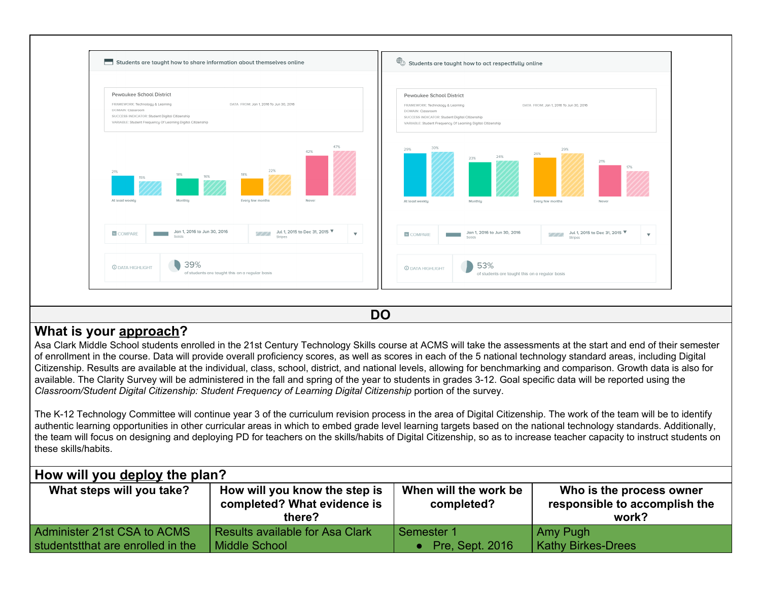**Students are taught how to share information about themselves online**

Pewaukee School District

FRAMEWORK: Technology & Learning
DOMAIN: Classroom
SUCCESS INDICATOR: Student Digital Citizenship
VARIABLE: Student Frequency Of Learning Digital Citizenship

DATA FROM: Jan 1, 2016 To Jun 30, 2016

| | Jan 1, 2016 to Jun 30, 2016 (Solids) | Jul 1, 2015 to Dec 31, 2015 (Stripes) |
| --- | --- | --- |
| At least weekly | 21% | 15% |
| Monthly | 18% | 16% |
| Every few months | 18% | 22% |
| Never | 42% | 47% |

DATA HIGHLIGHT: 39% of students are taught this on a regular basis

**Students are taught how to act respectfully online**

Pewaukee School District

FRAMEWORK: Technology & Learning
DOMAIN: Classroom
SUCCESS INDICATOR: Student Digital Citizenship
VARIABLE: Student Frequency Of Learning Digital Citizenship

DATA FROM: Jan 1, 2016 To Jun 30, 2016

| | Jan 1, 2016 to Jun 30, 2016 (Solids) | Jul 1, 2015 to Dec 31, 2015 (Stripes) |
| --- | --- | --- |
| At least weekly | 29% | 30% |
| Monthly | 23% | 24% |
| Every few months | 26% | 29% |
| Never | 21% | 17% |

DATA HIGHLIGHT: 53% of students are taught this on a regular basis

## DO

### What is your approach?

Asa Clark Middle School students enrolled in the 21st Century Technology Skills course at ACMS will take the assessments at the start and end of their semester of enrollment in the course. Data will provide overall proficiency scores, as well as scores in each of the 5 national technology standard areas, including Digital Citizenship. Results are available at the individual, class, school, district, and national levels, allowing for benchmarking and comparison. Growth data is also for available. The Clarity Survey will be administered in the fall and spring of the year to students in grades 3-12. Goal specific data will be reported using the *Classroom/Student Digital Citizenship: Student Frequency of Learning Digital Citizenship* portion of the survey.

The K-12 Technology Committee will continue year 3 of the curriculum revision process in the area of Digital Citizenship. The work of the team will be to identify authentic learning opportunities in other curricular areas in which to embed grade level learning targets based on the national technology standards. Additionally, the team will focus on designing and deploying PD for teachers on the skills/habits of Digital Citizenship, so as to increase teacher capacity to instruct students on these skills/habits.

### How will you deploy the plan?

| What steps will you take? | How will you know the step is completed? What evidence is there? | When will the work be completed? | Who is the process owner responsible to accomplish the work? |
| --- | --- | --- | --- |
| Administer 21st CSA to ACMS studentstthat are enrolled in the | Results available for Asa Clark Middle School | Semester 1<br>• Pre, Sept. 2016 | Amy Pugh<br>Kathy Birkes-Drees |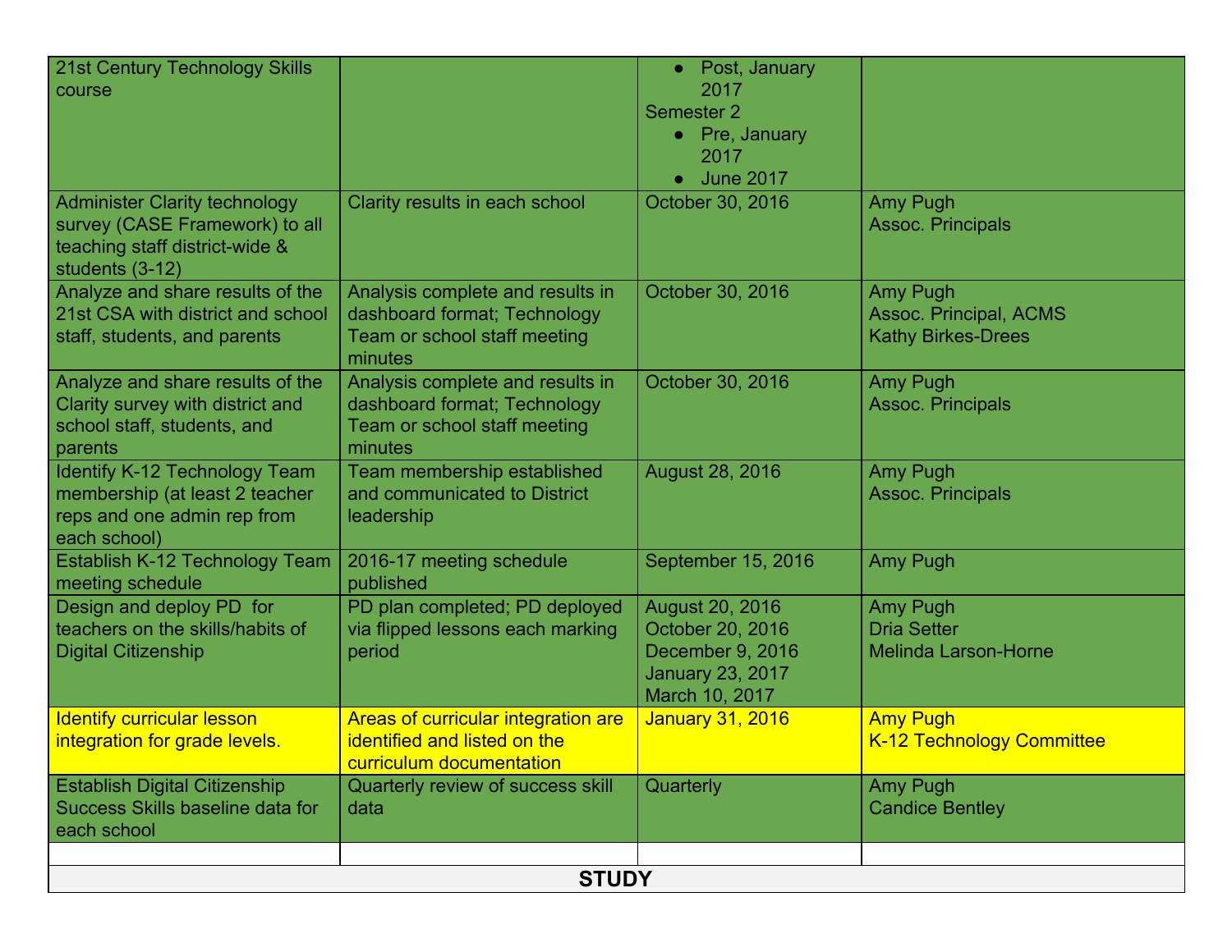| | | | |
|---|---|---|---|
| 21st Century Technology Skills course | | • Post, January 2017<br>Semester 2<br>• Pre, January 2017<br>• June 2017 | |
| Administer Clarity technology survey (CASE Framework) to all teaching staff district-wide & students (3-12) | Clarity results in each school | October 30, 2016 | Amy Pugh<br>Assoc. Principals |
| Analyze and share results of the 21st CSA with district and school staff, students, and parents | Analysis complete and results in dashboard format; Technology Team or school staff meeting minutes | October 30, 2016 | Amy Pugh<br>Assoc. Principal, ACMS<br>Kathy Birkes-Drees |
| Analyze and share results of the Clarity survey with district and school staff, students, and parents | Analysis complete and results in dashboard format; Technology Team or school staff meeting minutes | October 30, 2016 | Amy Pugh<br>Assoc. Principals |
| Identify K-12 Technology Team membership (at least 2 teacher reps and one admin rep from each school) | Team membership established and communicated to District leadership | August 28, 2016 | Amy Pugh<br>Assoc. Principals |
| Establish K-12 Technology Team meeting schedule | 2016-17 meeting schedule published | September 15, 2016 | Amy Pugh |
| Design and deploy PD for teachers on the skills/habits of Digital Citizenship | PD plan completed; PD deployed via flipped lessons each marking period | August 20, 2016<br>October 20, 2016<br>December 9, 2016<br>January 23, 2017<br>March 10, 2017 | Amy Pugh<br>Dria Setter<br>Melinda Larson-Horne |
| Identify curricular lesson integration for grade levels. | Areas of curricular integration are identified and listed on the curriculum documentation | January 31, 2016 | Amy Pugh<br>K-12 Technology Committee |
| Establish Digital Citizenship Success Skills baseline data for each school | Quarterly review of success skill data | Quarterly | Amy Pugh<br>Candice Bentley |
| | | | |
| **STUDY** | | | |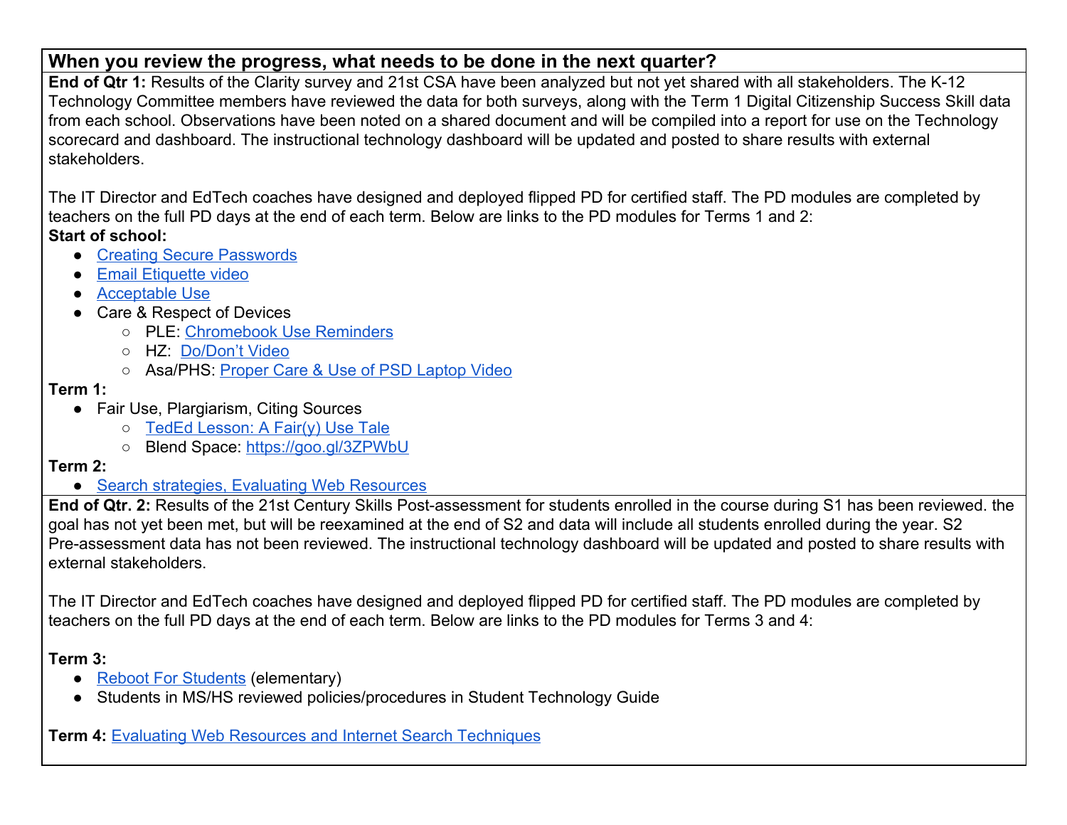| When you review the progress, what needs to be done in the next quarter? |
|---|
| **End of Qtr 1:** Results of the Clarity survey and 21st CSA have been analyzed but not yet shared with all stakeholders. The K-12 Technology Committee members have reviewed the data for both surveys, along with the Term 1 Digital Citizenship Success Skill data from each school. Observations have been noted on a shared document and will be compiled into a report for use on the Technology scorecard and dashboard. The instructional technology dashboard will be updated and posted to share results with external stakeholders.<br><br>The IT Director and EdTech coaches have designed and deployed flipped PD for certified staff. The PD modules are completed by teachers on the full PD days at the end of each term. Below are links to the PD modules for Terms 1 and 2:<br>**Start of school:**<br>• Creating Secure Passwords<br>• Email Etiquette video<br>• Acceptable Use<br>• Care & Respect of Devices<br>&nbsp;&nbsp;&nbsp;&nbsp;○ PLE: Chromebook Use Reminders<br>&nbsp;&nbsp;&nbsp;&nbsp;○ HZ: Do/Don't Video<br>&nbsp;&nbsp;&nbsp;&nbsp;○ Asa/PHS: Proper Care & Use of PSD Laptop Video<br>**Term 1:**<br>• Fair Use, Plargiarism, Citing Sources<br>&nbsp;&nbsp;&nbsp;&nbsp;○ TedEd Lesson: A Fair(y) Use Tale<br>&nbsp;&nbsp;&nbsp;&nbsp;○ Blend Space: https://goo.gl/3ZPWbU<br>**Term 2:**<br>• Search strategies, Evaluating Web Resources |
| **End of Qtr. 2:** Results of the 21st Century Skills Post-assessment for students enrolled in the course during S1 has been reviewed. the goal has not yet been met, but will be reexamined at the end of S2 and data will include all students enrolled during the year. S2 Pre-assessment data has not been reviewed. The instructional technology dashboard will be updated and posted to share results with external stakeholders.<br><br>The IT Director and EdTech coaches have designed and deployed flipped PD for certified staff. The PD modules are completed by teachers on the full PD days at the end of each term. Below are links to the PD modules for Terms 3 and 4:<br><br>**Term 3:**<br>• Reboot For Students (elementary)<br>• Students in MS/HS reviewed policies/procedures in Student Technology Guide<br><br>**Term 4:** Evaluating Web Resources and Internet Search Techniques |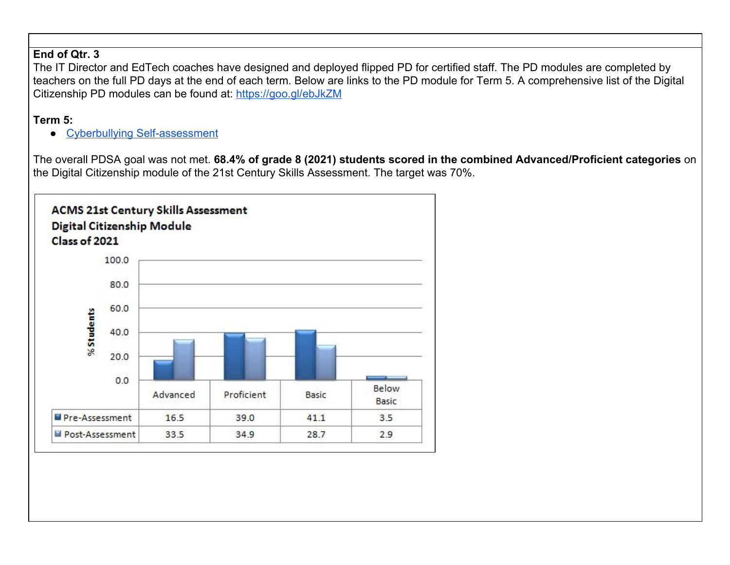**End of Qtr. 3**

The IT Director and EdTech coaches have designed and deployed flipped PD for certified staff. The PD modules are completed by teachers on the full PD days at the end of each term. Below are links to the PD module for Term 5. A comprehensive list of the Digital Citizenship PD modules can be found at: https://goo.gl/ebJkZM

**Term 5:**

- Cyberbullying Self-assessment

The overall PDSA goal was not met. **68.4% of grade 8 (2021) students scored in the combined Advanced/Proficient categories** on the Digital Citizenship module of the 21st Century Skills Assessment. The target was 70%.

**ACMS 21st Century Skills Assessment**
**Digital Citizenship Module**
**Class of 2021**

| | Advanced | Proficient | Basic | Below Basic |
|---|---|---|---|---|
| Pre-Assessment | 16.5 | 39.0 | 41.1 | 3.5 |
| Post-Assessment | 33.5 | 34.9 | 28.7 | 2.9 |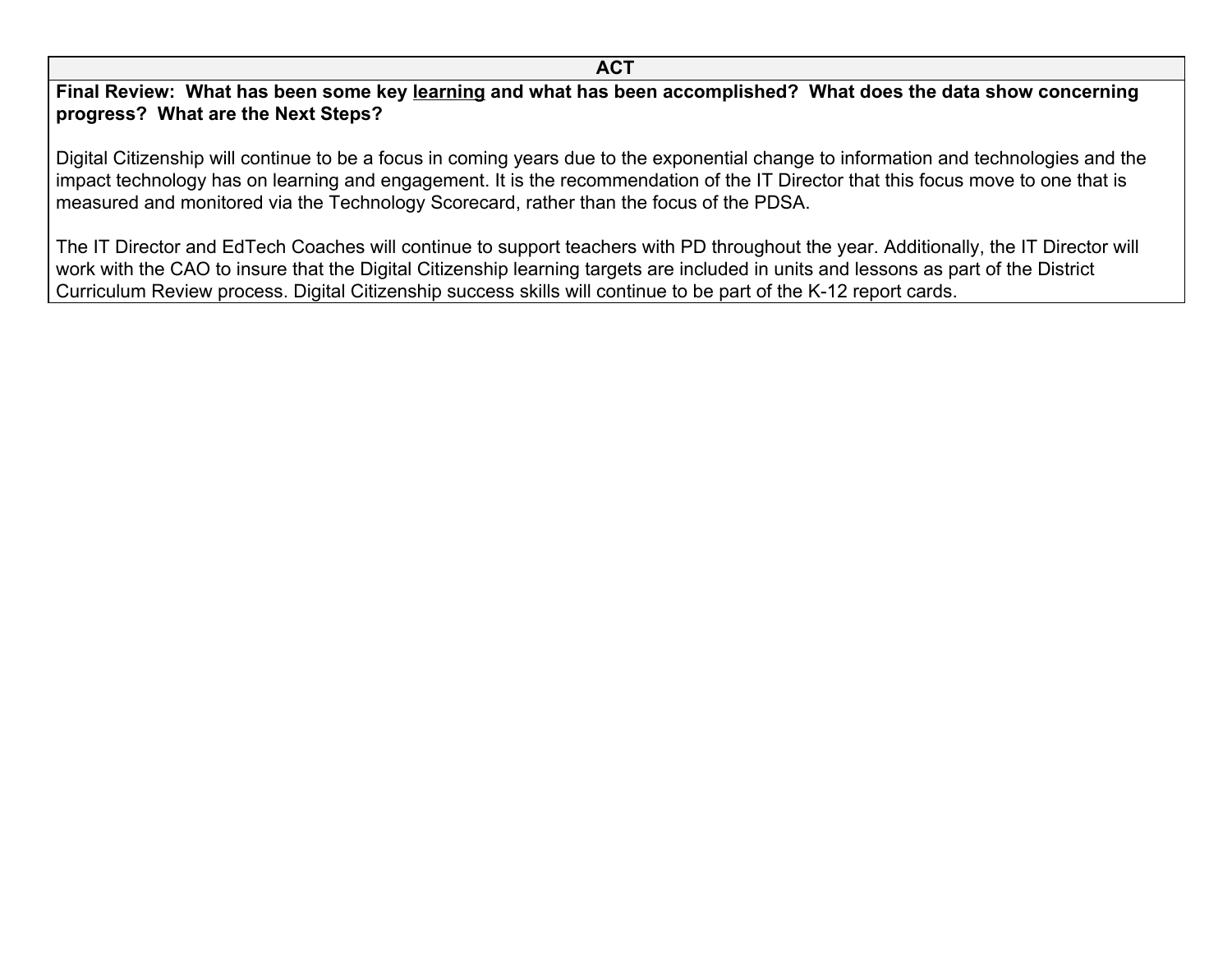## ACT

**Final Review: What has been some key <u>learning</u> and what has been accomplished? What does the data show concerning progress? What are the Next Steps?**

Digital Citizenship will continue to be a focus in coming years due to the exponential change to information and technologies and the impact technology has on learning and engagement. It is the recommendation of the IT Director that this focus move to one that is measured and monitored via the Technology Scorecard, rather than the focus of the PDSA.

The IT Director and EdTech Coaches will continue to support teachers with PD throughout the year. Additionally, the IT Director will work with the CAO to insure that the Digital Citizenship learning targets are included in units and lessons as part of the District Curriculum Review process. Digital Citizenship success skills will continue to be part of the K-12 report cards.